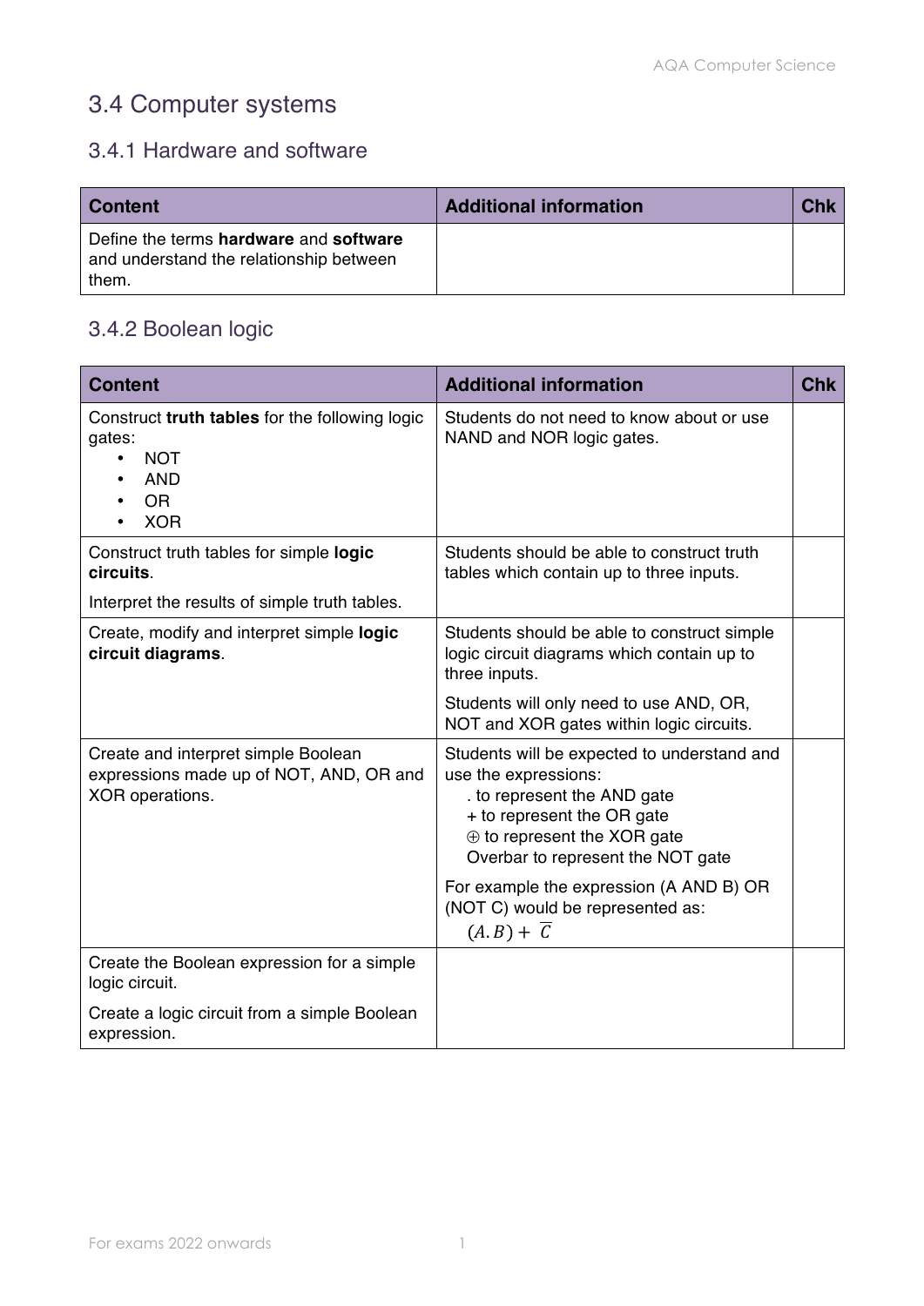# 3.4 Computer systems

## 3.4.1 Hardware and software

| Content | Additional information | Chk |
|---|---|---|
| Define the terms **hardware** and **software** and understand the relationship between them. | | |

## 3.4.2 Boolean logic

| Content | Additional information | Chk |
|---|---|---|
| Construct **truth tables** for the following logic gates:<br>• NOT<br>• AND<br>• OR<br>• XOR | Students do not need to know about or use NAND and NOR logic gates. | |
| Construct truth tables for simple **logic circuits**.<br><br>Interpret the results of simple truth tables. | Students should be able to construct truth tables which contain up to three inputs. | |
| Create, modify and interpret simple **logic circuit diagrams**. | Students should be able to construct simple logic circuit diagrams which contain up to three inputs.<br><br>Students will only need to use AND, OR, NOT and XOR gates within logic circuits. | |
| Create and interpret simple Boolean expressions made up of NOT, AND, OR and XOR operations. | Students will be expected to understand and use the expressions:<br>. to represent the AND gate<br>+ to represent the OR gate<br>⊕ to represent the XOR gate<br>Overbar to represent the NOT gate<br><br>For example the expression (A AND B) OR (NOT C) would be represented as:<br>$(A.B) + \overline{C}$ | |
| Create the Boolean expression for a simple logic circuit.<br><br>Create a logic circuit from a simple Boolean expression. | | |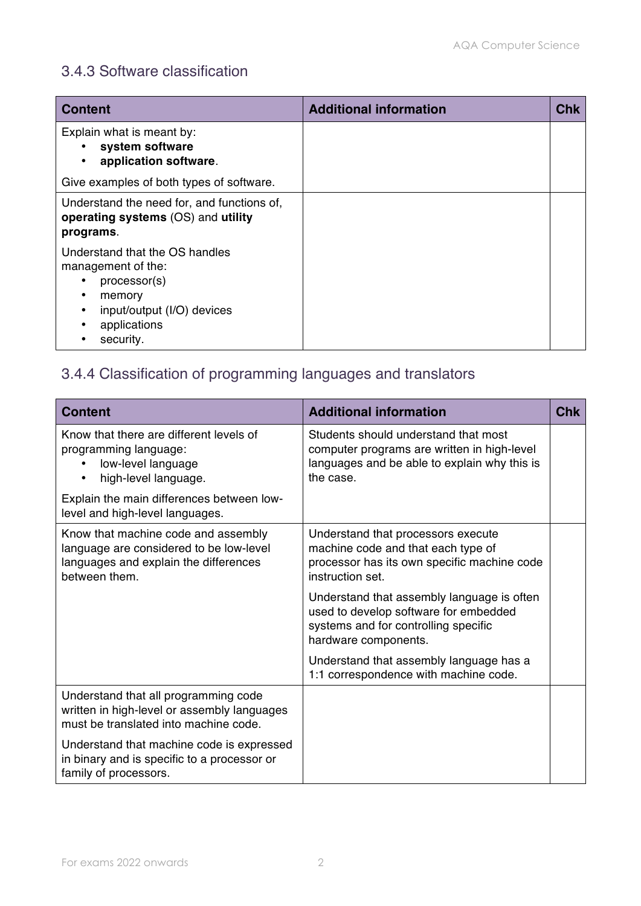### 3.4.3 Software classification

| Content | Additional information | Chk |
| --- | --- | --- |
| Explain what is meant by:<br>• **system software**<br>• **application software**.<br><br>Give examples of both types of software. | | |
| Understand the need for, and functions of, **operating systems** (OS) and **utility programs**.<br><br>Understand that the OS handles management of the:<br>• processor(s)<br>• memory<br>• input/output (I/O) devices<br>• applications<br>• security. | | |

### 3.4.4 Classification of programming languages and translators

| Content | Additional information | Chk |
| --- | --- | --- |
| Know that there are different levels of programming language:<br>• low-level language<br>• high-level language.<br><br>Explain the main differences between low-level and high-level languages. | Students should understand that most computer programs are written in high-level languages and be able to explain why this is the case. | |
| Know that machine code and assembly language are considered to be low-level languages and explain the differences between them. | Understand that processors execute machine code and that each type of processor has its own specific machine code instruction set.<br><br>Understand that assembly language is often used to develop software for embedded systems and for controlling specific hardware components.<br><br>Understand that assembly language has a 1:1 correspondence with machine code. | |
| Understand that all programming code written in high-level or assembly languages must be translated into machine code.<br><br>Understand that machine code is expressed in binary and is specific to a processor or family of processors. | | |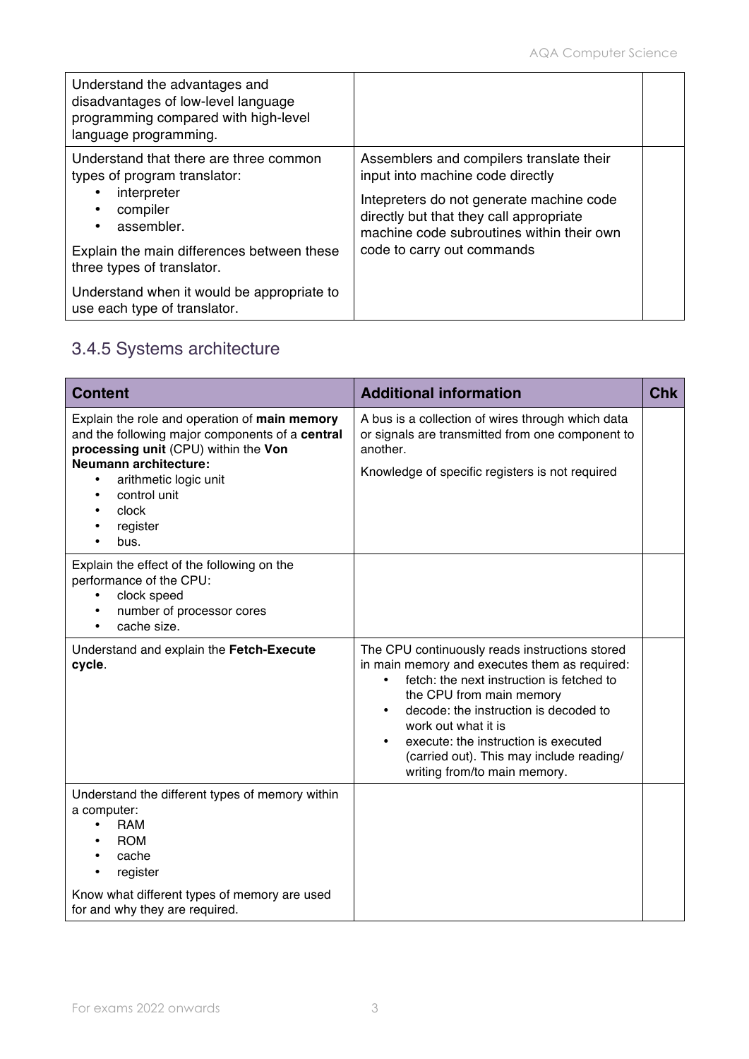| | | |
|---|---|---|
| Understand the advantages and disadvantages of low-level language programming compared with high-level language programming. | | |
| Understand that there are three common types of program translator:<br>• interpreter<br>• compiler<br>• assembler.<br><br>Explain the main differences between these three types of translator.<br><br>Understand when it would be appropriate to use each type of translator. | Assemblers and compilers translate their input into machine code directly<br><br>Intepreters do not generate machine code directly but that they call appropriate machine code subroutines within their own code to carry out commands | |

## 3.4.5 Systems architecture

| Content | Additional information | Chk |
|---|---|---|
| Explain the role and operation of **main memory** and the following major components of a **central processing unit** (CPU) within the **Von Neumann architecture:**<br>• arithmetic logic unit<br>• control unit<br>• clock<br>• register<br>• bus. | A bus is a collection of wires through which data or signals are transmitted from one component to another.<br><br>Knowledge of specific registers is not required | |
| Explain the effect of the following on the performance of the CPU:<br>• clock speed<br>• number of processor cores<br>• cache size. | | |
| Understand and explain the **Fetch-Execute cycle**. | The CPU continuously reads instructions stored in main memory and executes them as required:<br>• fetch: the next instruction is fetched to the CPU from main memory<br>• decode: the instruction is decoded to work out what it is<br>• execute: the instruction is executed (carried out). This may include reading/ writing from/to main memory. | |
| Understand the different types of memory within a computer:<br>• RAM<br>• ROM<br>• cache<br>• register<br><br>Know what different types of memory are used for and why they are required. | | |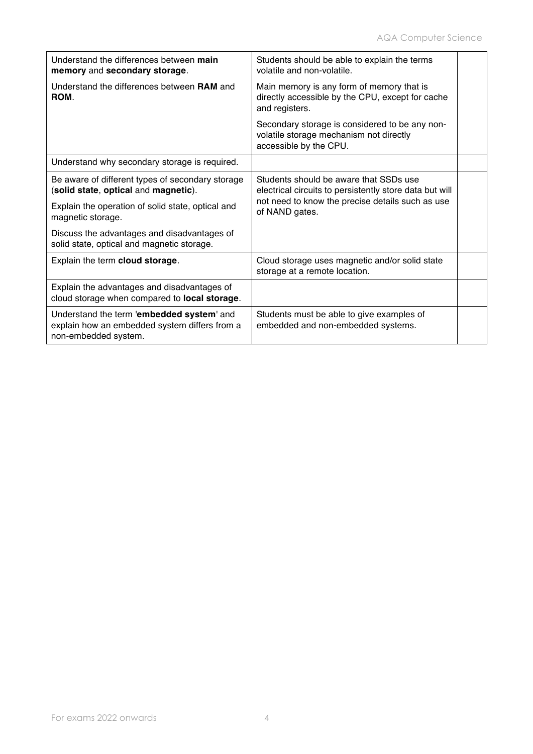| | | |
|---|---|---|
| Understand the differences between **main memory** and **secondary storage**.<br><br>Understand the differences between **RAM** and **ROM**. | Students should be able to explain the terms volatile and non-volatile.<br><br>Main memory is any form of memory that is directly accessible by the CPU, except for cache and registers.<br><br>Secondary storage is considered to be any non-volatile storage mechanism not directly accessible by the CPU. | |
| Understand why secondary storage is required. | | |
| Be aware of different types of secondary storage (**solid state**, **optical** and **magnetic**).<br><br>Explain the operation of solid state, optical and magnetic storage.<br><br>Discuss the advantages and disadvantages of solid state, optical and magnetic storage. | Students should be aware that SSDs use electrical circuits to persistently store data but will not need to know the precise details such as use of NAND gates. | |
| Explain the term **cloud storage**. | Cloud storage uses magnetic and/or solid state storage at a remote location. | |
| Explain the advantages and disadvantages of cloud storage when compared to **local storage**. | | |
| Understand the term '**embedded system**' and explain how an embedded system differs from a non-embedded system. | Students must be able to give examples of embedded and non-embedded systems. | |